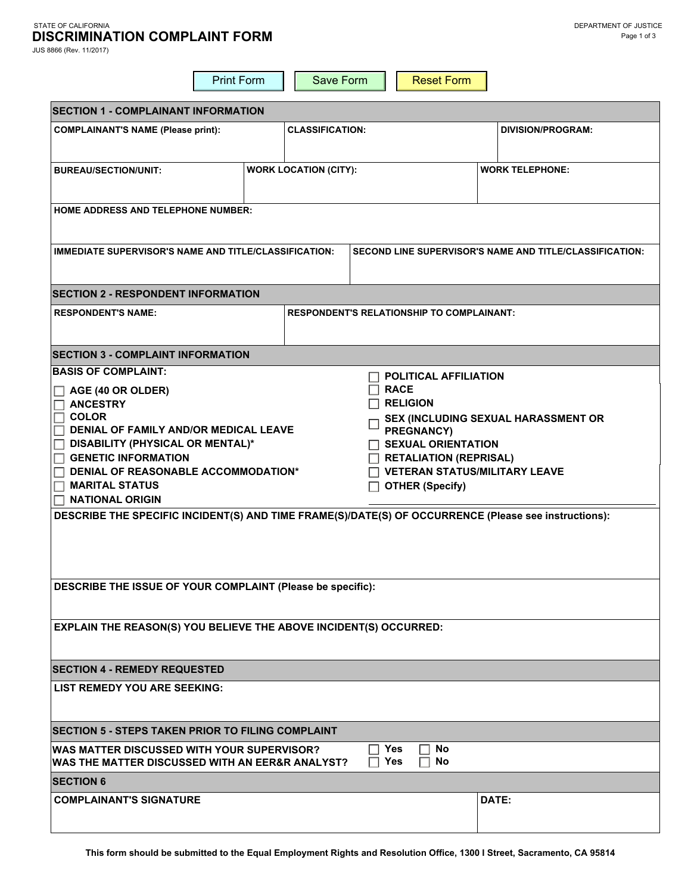STATE OF CALIFORNIA

DEPARTMENT OF JUSTICE

# DISCRIMINATION COMPLAINT FORM

JUS 8866 (Rev. 11/2017)

Print Form | Save Form | Reset Form

## SECTION 1 - COMPLAINANT INFORMATION

| COMPLAINANT'S NAME (Please print): | CLASSIFICATION: | DIVISION/PROGRAM: |
|---|---|---|
| | | |

| BUREAU/SECTION/UNIT: | WORK LOCATION (CITY): | WORK TELEPHONE: |
|---|---|---|
| | | |

**HOME ADDRESS AND TELEPHONE NUMBER:**

| IMMEDIATE SUPERVISOR'S NAME AND TITLE/CLASSIFICATION: | SECOND LINE SUPERVISOR'S NAME AND TITLE/CLASSIFICATION: |
|---|---|
| | |

## SECTION 2 - RESPONDENT INFORMATION

| RESPONDENT'S NAME: | RESPONDENT'S RELATIONSHIP TO COMPLAINANT: |
|---|---|
| | |

## SECTION 3 - COMPLAINT INFORMATION

**BASIS OF COMPLAINT:**

- ☐ AGE (40 OR OLDER)
- ☐ ANCESTRY
- ☐ COLOR
- ☐ DENIAL OF FAMILY AND/OR MEDICAL LEAVE
- ☐ DISABILITY (PHYSICAL OR MENTAL)*
- ☐ GENETIC INFORMATION
- ☐ DENIAL OF REASONABLE ACCOMMODATION*
- ☐ MARITAL STATUS
- ☐ NATIONAL ORIGIN
- ☐ POLITICAL AFFILIATION
- ☐ RACE
- ☐ RELIGION
- ☐ SEX (INCLUDING SEXUAL HARASSMENT OR PREGNANCY)
- ☐ SEXUAL ORIENTATION
- ☐ RETALIATION (REPRISAL)
- ☐ VETERAN STATUS/MILITARY LEAVE
- ☐ OTHER (Specify) ____________________

**DESCRIBE THE SPECIFIC INCIDENT(S) AND TIME FRAME(S)/DATE(S) OF OCCURRENCE (Please see instructions):**

**DESCRIBE THE ISSUE OF YOUR COMPLAINT (Please be specific):**

**EXPLAIN THE REASON(S) YOU BELIEVE THE ABOVE INCIDENT(S) OCCURRED:**

## SECTION 4 - REMEDY REQUESTED

**LIST REMEDY YOU ARE SEEKING:**

## SECTION 5 - STEPS TAKEN PRIOR TO FILING COMPLAINT

| | | |
|---|---|---|
| WAS MATTER DISCUSSED WITH YOUR SUPERVISOR? | ☐ Yes | ☐ No |
| WAS THE MATTER DISCUSSED WITH AN EER&R ANALYST? | ☐ Yes | ☐ No |

## SECTION 6

| COMPLAINANT'S SIGNATURE | DATE: |
|---|---|
| | |

**This form should be submitted to the Equal Employment Rights and Resolution Office, 1300 I Street, Sacramento, CA 95814**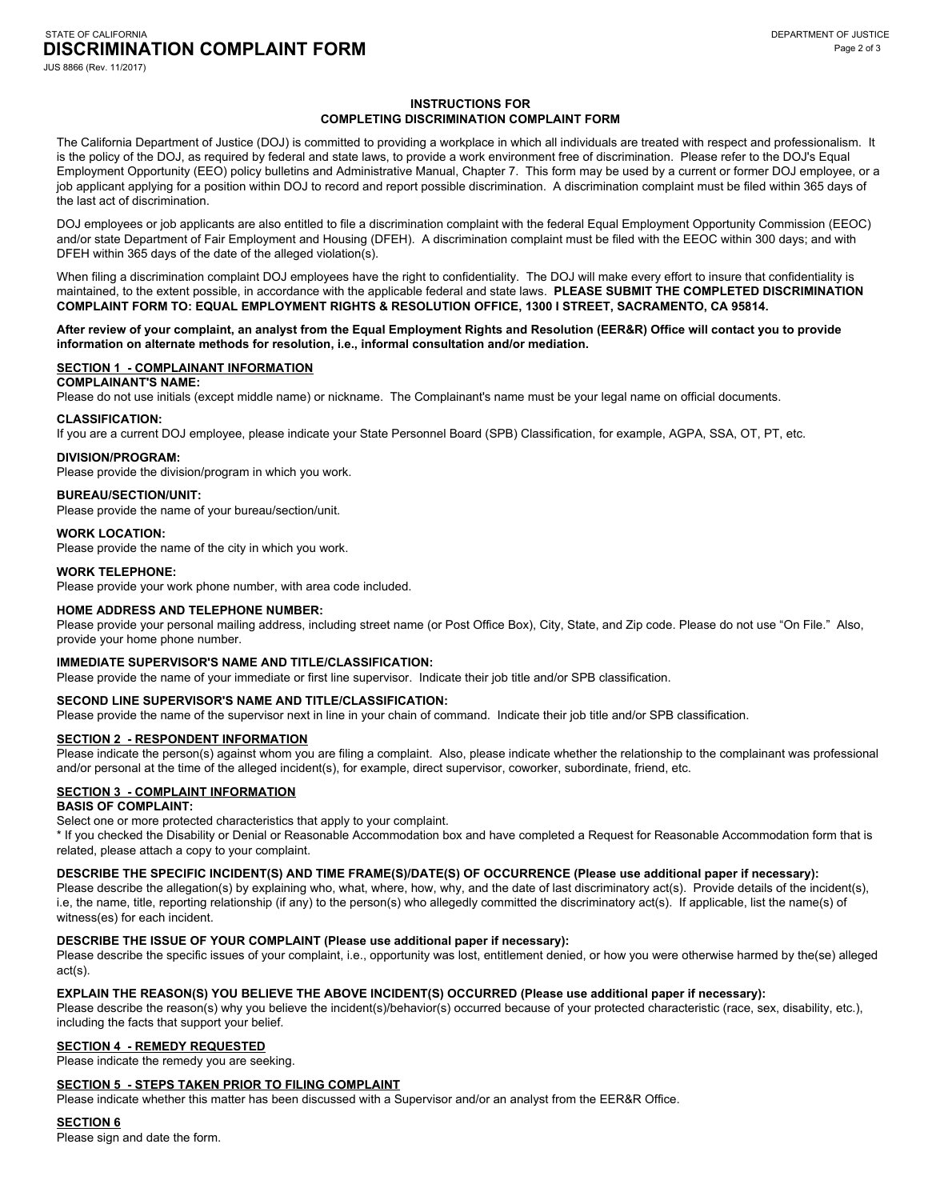# INSTRUCTIONS FOR COMPLETING DISCRIMINATION COMPLAINT FORM

The California Department of Justice (DOJ) is committed to providing a workplace in which all individuals are treated with respect and professionalism. It is the policy of the DOJ, as required by federal and state laws, to provide a work environment free of discrimination. Please refer to the DOJ's Equal Employment Opportunity (EEO) policy bulletins and Administrative Manual, Chapter 7. This form may be used by a current or former DOJ employee, or a job applicant applying for a position within DOJ to record and report possible discrimination. A discrimination complaint must be filed within 365 days of the last act of discrimination.

DOJ employees or job applicants are also entitled to file a discrimination complaint with the federal Equal Employment Opportunity Commission (EEOC) and/or state Department of Fair Employment and Housing (DFEH). A discrimination complaint must be filed with the EEOC within 300 days; and with DFEH within 365 days of the date of the alleged violation(s).

When filing a discrimination complaint DOJ employees have the right to confidentiality. The DOJ will make every effort to insure that confidentiality is maintained, to the extent possible, in accordance with the applicable federal and state laws. **PLEASE SUBMIT THE COMPLETED DISCRIMINATION COMPLAINT FORM TO: EQUAL EMPLOYMENT RIGHTS & RESOLUTION OFFICE, 1300 I STREET, SACRAMENTO, CA 95814.**

**After review of your complaint, an analyst from the Equal Employment Rights and Resolution (EER&R) Office will contact you to provide information on alternate methods for resolution, i.e., informal consultation and/or mediation.**

## SECTION 1 - COMPLAINANT INFORMATION

**COMPLAINANT'S NAME:**
Please do not use initials (except middle name) or nickname. The Complainant's name must be your legal name on official documents.

**CLASSIFICATION:**
If you are a current DOJ employee, please indicate your State Personnel Board (SPB) Classification, for example, AGPA, SSA, OT, PT, etc.

**DIVISION/PROGRAM:**
Please provide the division/program in which you work.

**BUREAU/SECTION/UNIT:**
Please provide the name of your bureau/section/unit.

**WORK LOCATION:**
Please provide the name of the city in which you work.

**WORK TELEPHONE:**
Please provide your work phone number, with area code included.

**HOME ADDRESS AND TELEPHONE NUMBER:**
Please provide your personal mailing address, including street name (or Post Office Box), City, State, and Zip code. Please do not use "On File." Also, provide your home phone number.

**IMMEDIATE SUPERVISOR'S NAME AND TITLE/CLASSIFICATION:**
Please provide the name of your immediate or first line supervisor. Indicate their job title and/or SPB classification.

**SECOND LINE SUPERVISOR'S NAME AND TITLE/CLASSIFICATION:**
Please provide the name of the supervisor next in line in your chain of command. Indicate their job title and/or SPB classification.

## SECTION 2 - RESPONDENT INFORMATION

Please indicate the person(s) against whom you are filing a complaint. Also, please indicate whether the relationship to the complainant was professional and/or personal at the time of the alleged incident(s), for example, direct supervisor, coworker, subordinate, friend, etc.

## SECTION 3 - COMPLAINT INFORMATION

**BASIS OF COMPLAINT:**
Select one or more protected characteristics that apply to your complaint.
* If you checked the Disability or Denial or Reasonable Accommodation box and have completed a Request for Reasonable Accommodation form that is related, please attach a copy to your complaint.

**DESCRIBE THE SPECIFIC INCIDENT(S) AND TIME FRAME(S)/DATE(S) OF OCCURRENCE (Please use additional paper if necessary):**
Please describe the allegation(s) by explaining who, what, where, how, why, and the date of last discriminatory act(s). Provide details of the incident(s), i.e, the name, title, reporting relationship (if any) to the person(s) who allegedly committed the discriminatory act(s). If applicable, list the name(s) of witness(es) for each incident.

**DESCRIBE THE ISSUE OF YOUR COMPLAINT (Please use additional paper if necessary):**
Please describe the specific issues of your complaint, i.e., opportunity was lost, entitlement denied, or how you were otherwise harmed by the(se) alleged act(s).

**EXPLAIN THE REASON(S) YOU BELIEVE THE ABOVE INCIDENT(S) OCCURRED (Please use additional paper if necessary):**
Please describe the reason(s) why you believe the incident(s)/behavior(s) occurred because of your protected characteristic (race, sex, disability, etc.), including the facts that support your belief.

## SECTION 4 - REMEDY REQUESTED

Please indicate the remedy you are seeking.

## SECTION 5 - STEPS TAKEN PRIOR TO FILING COMPLAINT

Please indicate whether this matter has been discussed with a Supervisor and/or an analyst from the EER&R Office.

## SECTION 6

Please sign and date the form.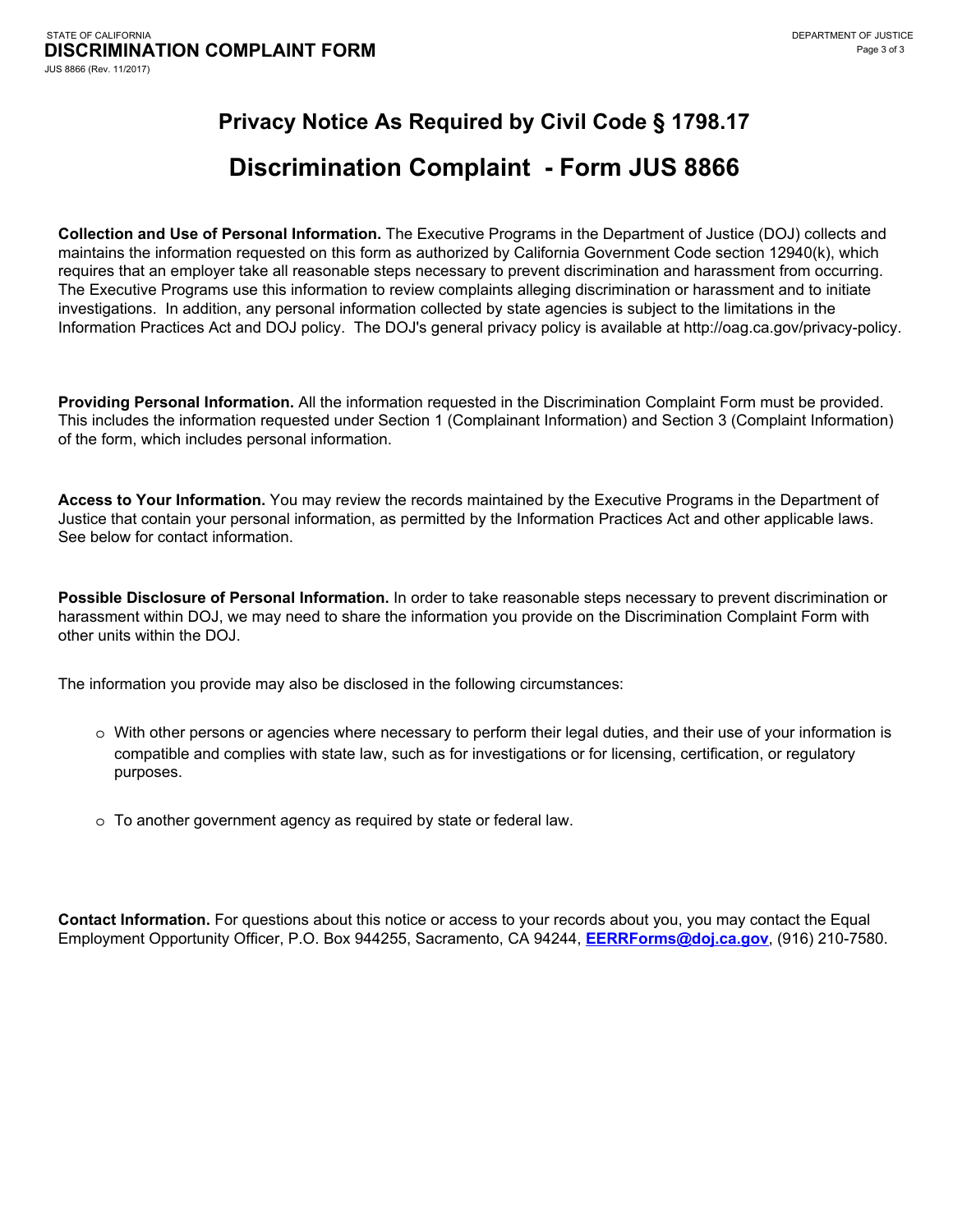# Privacy Notice As Required by Civil Code § 1798.17

# Discrimination Complaint - Form JUS 8866

**Collection and Use of Personal Information.** The Executive Programs in the Department of Justice (DOJ) collects and maintains the information requested on this form as authorized by California Government Code section 12940(k), which requires that an employer take all reasonable steps necessary to prevent discrimination and harassment from occurring. The Executive Programs use this information to review complaints alleging discrimination or harassment and to initiate investigations. In addition, any personal information collected by state agencies is subject to the limitations in the Information Practices Act and DOJ policy. The DOJ's general privacy policy is available at http://oag.ca.gov/privacy-policy.

**Providing Personal Information.** All the information requested in the Discrimination Complaint Form must be provided. This includes the information requested under Section 1 (Complainant Information) and Section 3 (Complaint Information) of the form, which includes personal information.

**Access to Your Information.** You may review the records maintained by the Executive Programs in the Department of Justice that contain your personal information, as permitted by the Information Practices Act and other applicable laws. See below for contact information.

**Possible Disclosure of Personal Information.** In order to take reasonable steps necessary to prevent discrimination or harassment within DOJ, we may need to share the information you provide on the Discrimination Complaint Form with other units within the DOJ.

The information you provide may also be disclosed in the following circumstances:

- With other persons or agencies where necessary to perform their legal duties, and their use of your information is compatible and complies with state law, such as for investigations or for licensing, certification, or regulatory purposes.
- To another government agency as required by state or federal law.

**Contact Information.** For questions about this notice or access to your records about you, you may contact the Equal Employment Opportunity Officer, P.O. Box 944255, Sacramento, CA 94244, **EERRForms@doj.ca.gov**, (916) 210-7580.